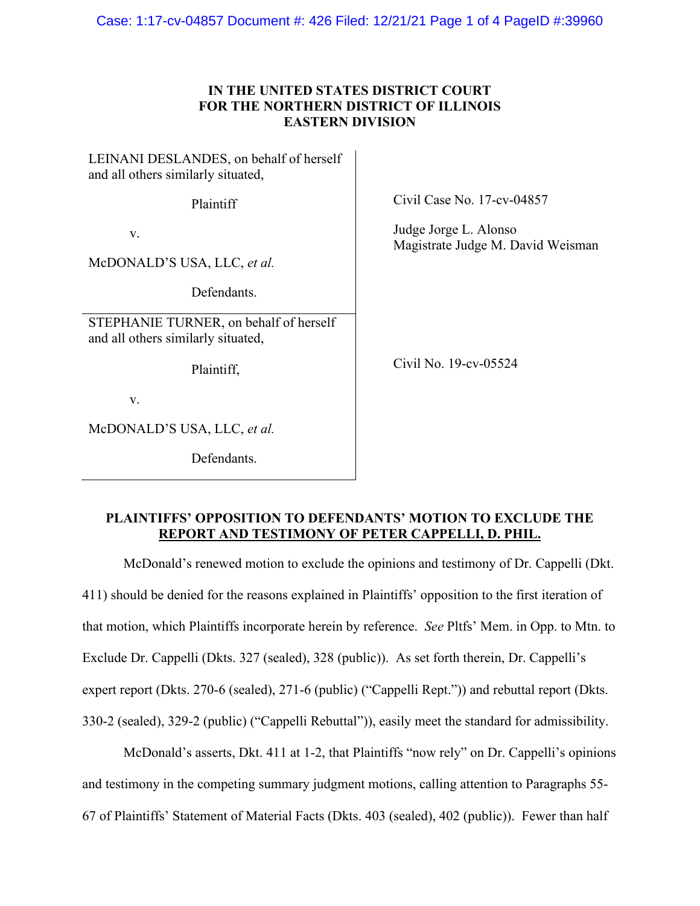# IN THE UNITED STATES DISTRICT COURT FOR THE NORTHERN DISTRICT OF ILLINOIS EASTERN DIVISION

| | |
|---|---|
| LEINANI DESLANDES, on behalf of herself and all others similarly situated,<br><br>Plaintiff<br><br>v.<br><br>McDONALD'S USA, LLC, *et al.*<br><br>Defendants. | Civil Case No. 17-cv-04857<br><br>Judge Jorge L. Alonso<br>Magistrate Judge M. David Weisman |
| STEPHANIE TURNER, on behalf of herself and all others similarly situated,<br><br>Plaintiff,<br><br>v.<br><br>McDONALD'S USA, LLC, *et al.*<br><br>Defendants. | Civil No. 19-cv-05524 |

## PLAINTIFFS' OPPOSITION TO DEFENDANTS' MOTION TO EXCLUDE THE REPORT AND TESTIMONY OF PETER CAPPELLI, D. PHIL.

McDonald's renewed motion to exclude the opinions and testimony of Dr. Cappelli (Dkt. 411) should be denied for the reasons explained in Plaintiffs' opposition to the first iteration of that motion, which Plaintiffs incorporate herein by reference. *See* Pltfs' Mem. in Opp. to Mtn. to Exclude Dr. Cappelli (Dkts. 327 (sealed), 328 (public)). As set forth therein, Dr. Cappelli's expert report (Dkts. 270-6 (sealed), 271-6 (public) ("Cappelli Rept.")) and rebuttal report (Dkts. 330-2 (sealed), 329-2 (public) ("Cappelli Rebuttal")), easily meet the standard for admissibility.

McDonald's asserts, Dkt. 411 at 1-2, that Plaintiffs "now rely" on Dr. Cappelli's opinions and testimony in the competing summary judgment motions, calling attention to Paragraphs 55-67 of Plaintiffs' Statement of Material Facts (Dkts. 403 (sealed), 402 (public)). Fewer than half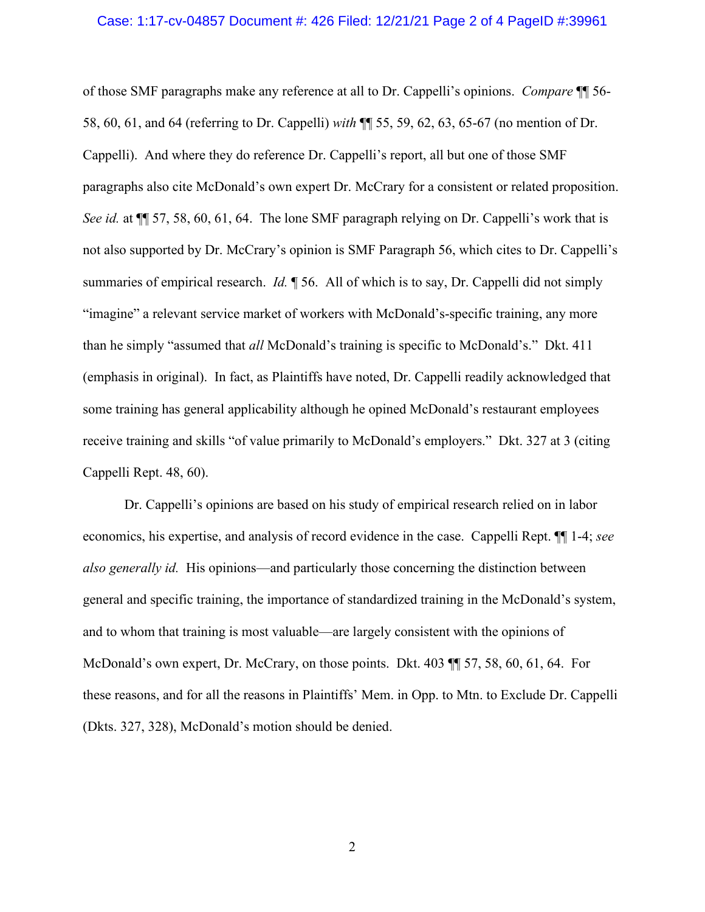of those SMF paragraphs make any reference at all to Dr. Cappelli's opinions. *Compare* ¶¶ 56-58, 60, 61, and 64 (referring to Dr. Cappelli) *with* ¶¶ 55, 59, 62, 63, 65-67 (no mention of Dr. Cappelli). And where they do reference Dr. Cappelli's report, all but one of those SMF paragraphs also cite McDonald's own expert Dr. McCrary for a consistent or related proposition. *See id.* at ¶¶ 57, 58, 60, 61, 64. The lone SMF paragraph relying on Dr. Cappelli's work that is not also supported by Dr. McCrary's opinion is SMF Paragraph 56, which cites to Dr. Cappelli's summaries of empirical research. *Id.* ¶ 56. All of which is to say, Dr. Cappelli did not simply "imagine" a relevant service market of workers with McDonald's-specific training, any more than he simply "assumed that *all* McDonald's training is specific to McDonald's." Dkt. 411 (emphasis in original). In fact, as Plaintiffs have noted, Dr. Cappelli readily acknowledged that some training has general applicability although he opined McDonald's restaurant employees receive training and skills "of value primarily to McDonald's employers." Dkt. 327 at 3 (citing Cappelli Rept. 48, 60).

Dr. Cappelli's opinions are based on his study of empirical research relied on in labor economics, his expertise, and analysis of record evidence in the case. Cappelli Rept. ¶¶ 1-4; *see also generally id.* His opinions—and particularly those concerning the distinction between general and specific training, the importance of standardized training in the McDonald's system, and to whom that training is most valuable—are largely consistent with the opinions of McDonald's own expert, Dr. McCrary, on those points. Dkt. 403 ¶¶ 57, 58, 60, 61, 64. For these reasons, and for all the reasons in Plaintiffs' Mem. in Opp. to Mtn. to Exclude Dr. Cappelli (Dkts. 327, 328), McDonald's motion should be denied.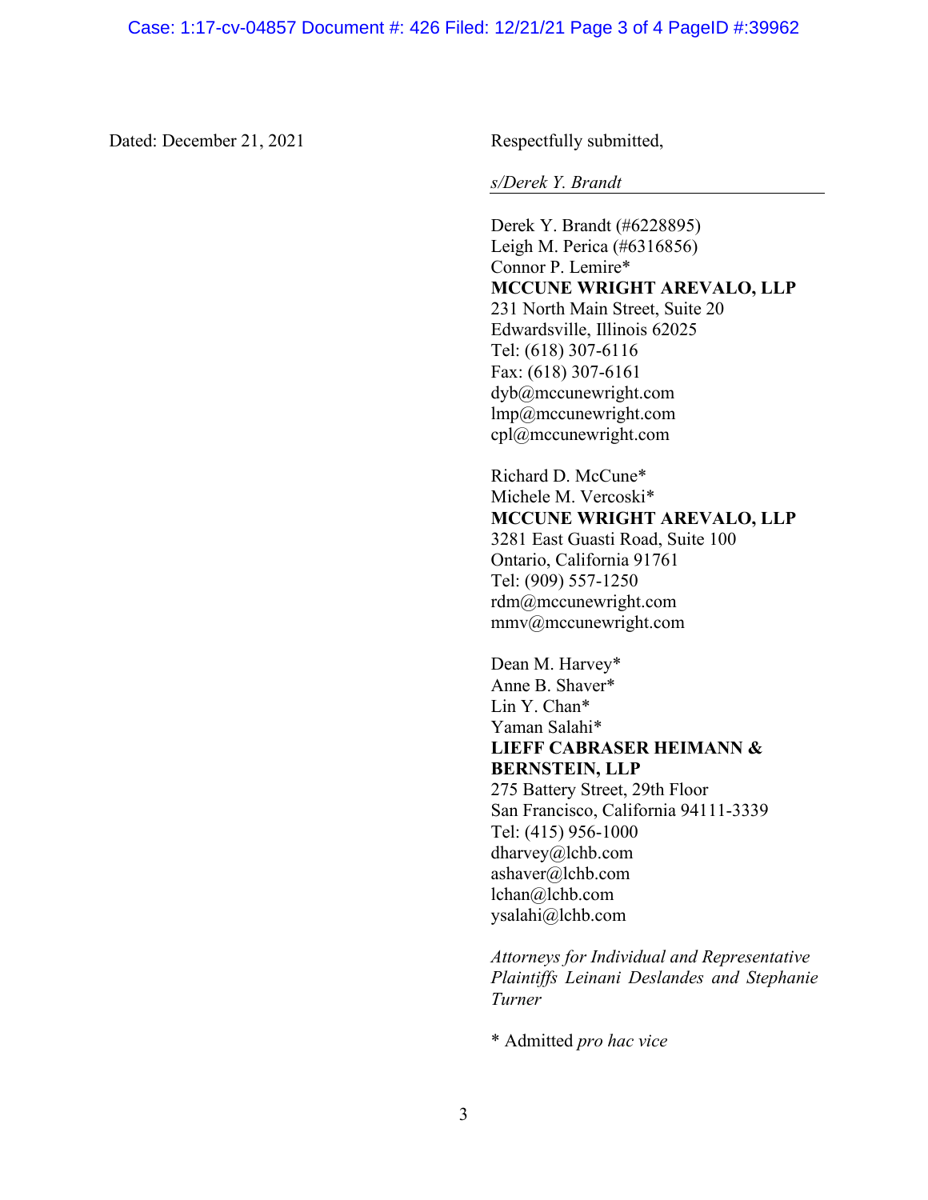Dated: December 21, 2021

Respectfully submitted,

*s/Derek Y. Brandt*

Derek Y. Brandt (#6228895)
Leigh M. Perica (#6316856)
Connor P. Lemire*
**MCCUNE WRIGHT AREVALO, LLP**
231 North Main Street, Suite 20
Edwardsville, Illinois 62025
Tel: (618) 307-6116
Fax: (618) 307-6161
dyb@mccunewright.com
lmp@mccunewright.com
cpl@mccunewright.com

Richard D. McCune*
Michele M. Vercoski*
**MCCUNE WRIGHT AREVALO, LLP**
3281 East Guasti Road, Suite 100
Ontario, California 91761
Tel: (909) 557-1250
rdm@mccunewright.com
mmv@mccunewright.com

Dean M. Harvey*
Anne B. Shaver*
Lin Y. Chan*
Yaman Salahi*
**LIEFF CABRASER HEIMANN & BERNSTEIN, LLP**
275 Battery Street, 29th Floor
San Francisco, California 94111-3339
Tel: (415) 956-1000
dharvey@lchb.com
ashaver@lchb.com
lchan@lchb.com
ysalahi@lchb.com

*Attorneys for Individual and Representative Plaintiffs Leinani Deslandes and Stephanie Turner*

* Admitted *pro hac vice*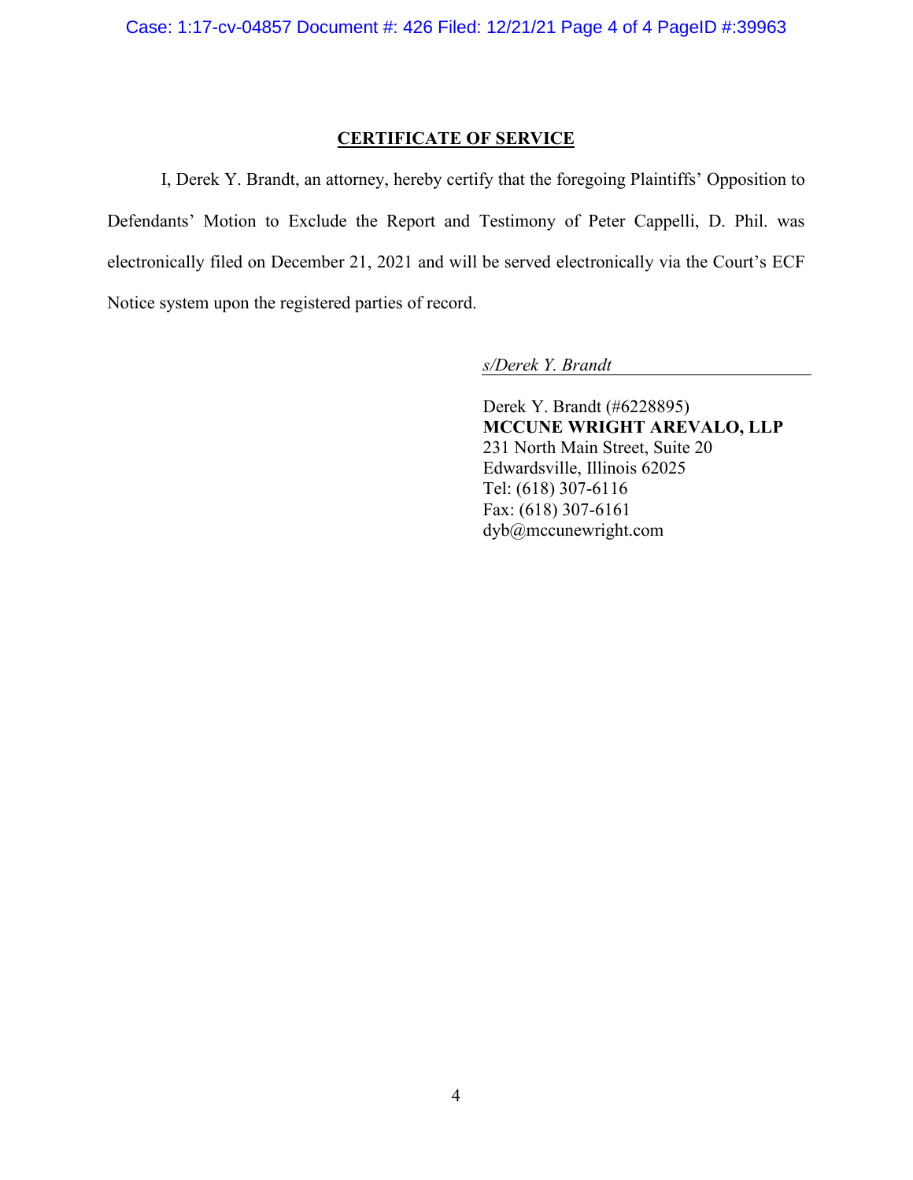**CERTIFICATE OF SERVICE**

I, Derek Y. Brandt, an attorney, hereby certify that the foregoing Plaintiffs' Opposition to Defendants' Motion to Exclude the Report and Testimony of Peter Cappelli, D. Phil. was electronically filed on December 21, 2021 and will be served electronically via the Court's ECF Notice system upon the registered parties of record.

*s/Derek Y. Brandt*

Derek Y. Brandt (#6228895)
**MCCUNE WRIGHT AREVALO, LLP**
231 North Main Street, Suite 20
Edwardsville, Illinois 62025
Tel: (618) 307-6116
Fax: (618) 307-6161
dyb@mccunewright.com